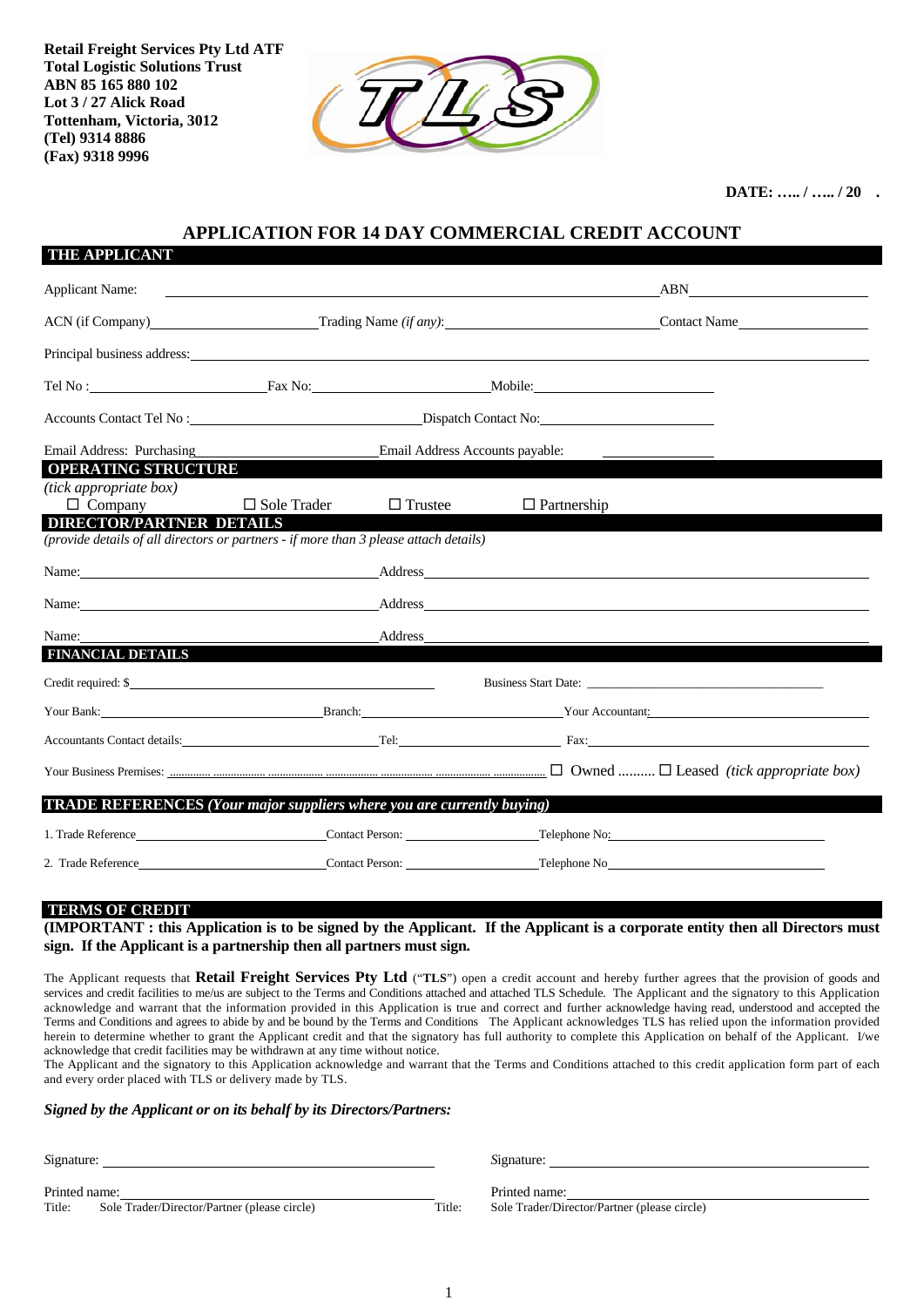**Retail Freight Services Pty Ltd ATF**
**Total Logistic Solutions Trust**
**ABN 85 165 880 102**
**Lot 3 / 27 Alick Road**
**Tottenham, Victoria, 3012**
**(Tel) 9314 8886**
**(Fax) 9318 9996**

**DATE: ….. / ….. / 20 .**

## APPLICATION FOR 14 DAY COMMERCIAL CREDIT ACCOUNT

### THE APPLICANT

Applicant Name: ______________________________ ABN ______________

ACN (if Company) ______________ Trading Name *(if any)*: ______________ Contact Name ______________

Principal business address: ______________________________

Tel No : ______________ Fax No: ______________ Mobile: ______________

Accounts Contact Tel No : ______________ Dispatch Contact No: ______________

Email Address: Purchasing ______________ Email Address Accounts payable: ______________

### OPERATING STRUCTURE

*(tick appropriate box)*

☐ Company ☐ Sole Trader ☐ Trustee ☐ Partnership

### DIRECTOR/PARTNER DETAILS

*(provide details of all directors or partners - if more than 3 please attach details)*

Name: ______________ Address ______________

Name: ______________ Address ______________

Name: ______________ Address ______________

### FINANCIAL DETAILS

Credit required: $ ______________ Business Start Date: ______________

Your Bank: ______________ Branch: ______________ Your Accountant: ______________

Accountants Contact details: ______________ Tel: ______________ Fax: ______________

Your Business Premises: ............................................................ ☐ Owned .......... ☐ Leased *(tick appropriate box)*

### TRADE REFERENCES *(Your major suppliers where you are currently buying)*

1. Trade Reference ______________ Contact Person: ______________ Telephone No: ______________

2. Trade Reference ______________ Contact Person: ______________ Telephone No ______________

### TERMS OF CREDIT

**(IMPORTANT : this Application is to be signed by the Applicant. If the Applicant is a corporate entity then all Directors must sign. If the Applicant is a partnership then all partners must sign.**

The Applicant requests that **Retail Freight Services Pty Ltd** ("**TLS**") open a credit account and hereby further agrees that the provision of goods and services and credit facilities to me/us are subject to the Terms and Conditions attached and attached TLS Schedule. The Applicant and the signatory to this Application acknowledge and warrant that the information provided in this Application is true and correct and further acknowledge having read, understood and accepted the Terms and Conditions and agrees to abide by and be bound by the Terms and Conditions The Applicant acknowledges TLS has relied upon the information provided herein to determine whether to grant the Applicant credit and that the signatory has full authority to complete this Application on behalf of the Applicant. I/we acknowledge that credit facilities may be withdrawn at any time without notice.

The Applicant and the signatory to this Application acknowledge and warrant that the Terms and Conditions attached to this credit application form part of each and every order placed with TLS or delivery made by TLS.

***Signed by the Applicant or on its behalf by its Directors/Partners:***

Signature: ______________ Signature: ______________

Printed name: ______________ Printed name: ______________

Title: Sole Trader/Director/Partner (please circle) Title: Sole Trader/Director/Partner (please circle)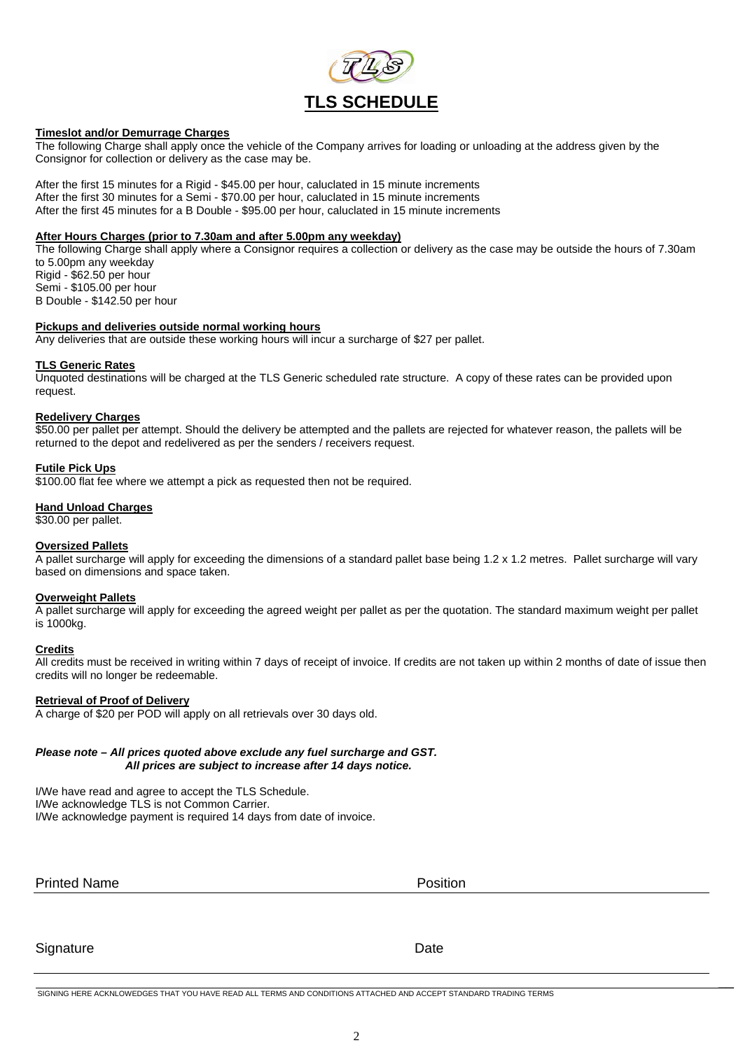# TLS SCHEDULE

**Timeslot and/or Demurrage Charges**

The following Charge shall apply once the vehicle of the Company arrives for loading or unloading at the address given by the Consignor for collection or delivery as the case may be.

After the first 15 minutes for a Rigid - $45.00 per hour, caluclated in 15 minute increments
After the first 30 minutes for a Semi - $70.00 per hour, caluclated in 15 minute increments
After the first 45 minutes for a B Double - $95.00 per hour, caluclated in 15 minute increments

**After Hours Charges (prior to 7.30am and after 5.00pm any weekday)**

The following Charge shall apply where a Consignor requires a collection or delivery as the case may be outside the hours of 7.30am to 5.00pm any weekday
Rigid - $62.50 per hour
Semi - $105.00 per hour
B Double - $142.50 per hour

**Pickups and deliveries outside normal working hours**

Any deliveries that are outside these working hours will incur a surcharge of $27 per pallet.

**TLS Generic Rates**

Unquoted destinations will be charged at the TLS Generic scheduled rate structure. A copy of these rates can be provided upon request.

**Redelivery Charges**

$50.00 per pallet per attempt. Should the delivery be attempted and the pallets are rejected for whatever reason, the pallets will be returned to the depot and redelivered as per the senders / receivers request.

**Futile Pick Ups**

$100.00 flat fee where we attempt a pick as requested then not be required.

**Hand Unload Charges**

$30.00 per pallet.

**Oversized Pallets**

A pallet surcharge will apply for exceeding the dimensions of a standard pallet base being 1.2 x 1.2 metres. Pallet surcharge will vary based on dimensions and space taken.

**Overweight Pallets**

A pallet surcharge will apply for exceeding the agreed weight per pallet as per the quotation. The standard maximum weight per pallet is 1000kg.

**Credits**

All credits must be received in writing within 7 days of receipt of invoice. If credits are not taken up within 2 months of date of issue then credits will no longer be redeemable.

**Retrieval of Proof of Delivery**

A charge of $20 per POD will apply on all retrievals over 30 days old.

***Please note – All prices quoted above exclude any fuel surcharge and GST.***
***All prices are subject to increase after 14 days notice.***

I/We have read and agree to accept the TLS Schedule.
I/We acknowledge TLS is not Common Carrier.
I/We acknowledge payment is required 14 days from date of invoice.

Printed Name ______________________ Position ______________________

Signature ______________________ Date ______________________

SIGNING HERE ACKNLOWEDGES THAT YOU HAVE READ ALL TERMS AND CONDITIONS ATTACHED AND ACCEPT STANDARD TRADING TERMS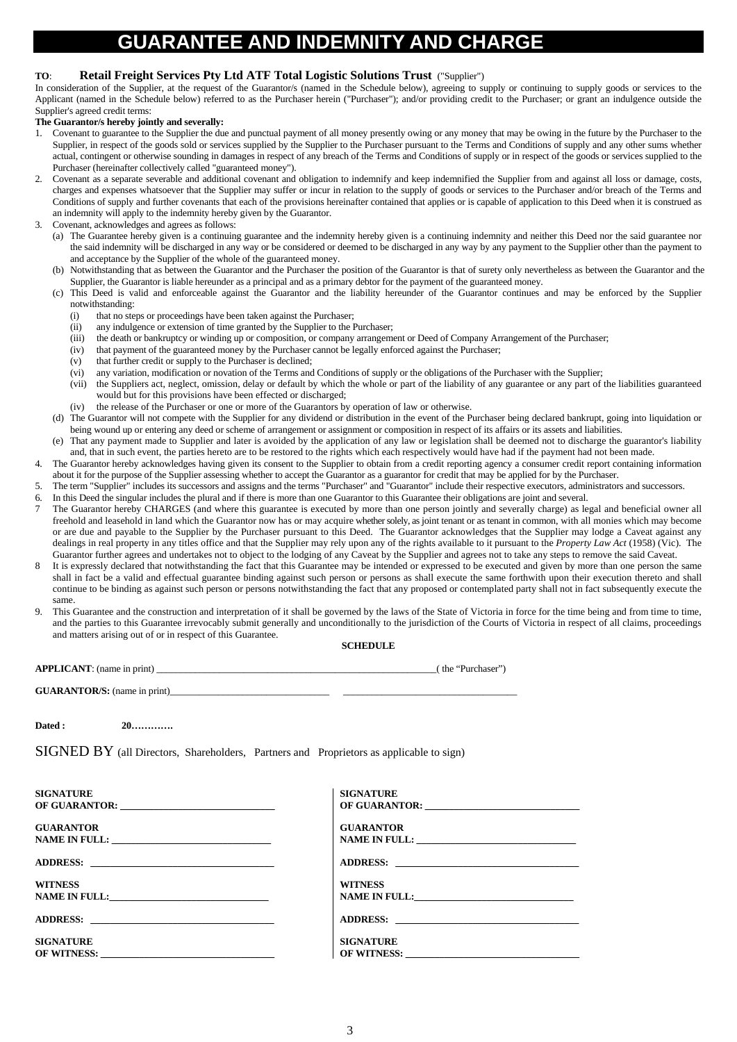# GUARANTEE AND INDEMNITY AND CHARGE

**TO**: **Retail Freight Services Pty Ltd ATF Total Logistic Solutions Trust** ("Supplier")

In consideration of the Supplier, at the request of the Guarantor/s (named in the Schedule below), agreeing to supply or continuing to supply goods or services to the Applicant (named in the Schedule below) referred to as the Purchaser herein ("Purchaser"); and/or providing credit to the Purchaser; or grant an indulgence outside the Supplier's agreed credit terms:

**The Guarantor/s hereby jointly and severally:**

1. Covenant to guarantee to the Supplier the due and punctual payment of all money presently owing or any money that may be owing in the future by the Purchaser to the Supplier, in respect of the goods sold or services supplied by the Supplier to the Purchaser pursuant to the Terms and Conditions of supply and any other sums whether actual, contingent or otherwise sounding in damages in respect of any breach of the Terms and Conditions of supply or in respect of the goods or services supplied to the Purchaser (hereinafter collectively called "guaranteed money").
2. Covenant as a separate severable and additional covenant and obligation to indemnify and keep indemnified the Supplier from and against all loss or damage, costs, charges and expenses whatsoever that the Supplier may suffer or incur in relation to the supply of goods or services to the Purchaser and/or breach of the Terms and Conditions of supply and further covenants that each of the provisions hereinafter contained that applies or is capable of application to this Deed when it is construed as an indemnity will apply to the indemnity hereby given by the Guarantor.
3. Covenant, acknowledges and agrees as follows:
   (a) The Guarantee hereby given is a continuing guarantee and the indemnity hereby given is a continuing indemnity and neither this Deed nor the said guarantee nor the said indemnity will be discharged in any way or be considered or deemed to be discharged in any way by any payment to the Supplier other than the payment to and acceptance by the Supplier of the whole of the guaranteed money.
   (b) Notwithstanding that as between the Guarantor and the Purchaser the position of the Guarantor is that of surety only nevertheless as between the Guarantor and the Supplier, the Guarantor is liable hereunder as a principal and as a primary debtor for the payment of the guaranteed money.
   (c) This Deed is valid and enforceable against the Guarantor and the liability hereunder of the Guarantor continues and may be enforced by the Supplier notwithstanding:
      (i) that no steps or proceedings have been taken against the Purchaser;
      (ii) any indulgence or extension of time granted by the Supplier to the Purchaser;
      (iii) the death or bankruptcy or winding up or composition, or company arrangement or Deed of Company Arrangement of the Purchaser;
      (iv) that payment of the guaranteed money by the Purchaser cannot be legally enforced against the Purchaser;
      (v) that further credit or supply to the Purchaser is declined;
      (vi) any variation, modification or novation of the Terms and Conditions of supply or the obligations of the Purchaser with the Supplier;
      (vii) the Suppliers act, neglect, omission, delay or default by which the whole or part of the liability of any guarantee or any part of the liabilities guaranteed would but for this provisions have been effected or discharged;
      (iv) the release of the Purchaser or one or more of the Guarantors by operation of law or otherwise.
   (d) The Guarantor will not compete with the Supplier for any dividend or distribution in the event of the Purchaser being declared bankrupt, going into liquidation or being wound up or entering any deed or scheme of arrangement or assignment or composition in respect of its affairs or its assets and liabilities.
   (e) That any payment made to Supplier and later is avoided by the application of any law or legislation shall be deemed not to discharge the guarantor's liability and, that in such event, the parties hereto are to be restored to the rights which each respectively would have had if the payment had not been made.
4. The Guarantor hereby acknowledges having given its consent to the Supplier to obtain from a credit reporting agency a consumer credit report containing information about it for the purpose of the Supplier assessing whether to accept the Guarantor as a guarantor for credit that may be applied for by the Purchaser.
5. The term "Supplier" includes its successors and assigns and the terms "Purchaser" and "Guarantor" include their respective executors, administrators and successors.
6. In this Deed the singular includes the plural and if there is more than one Guarantor to this Guarantee their obligations are joint and several.
7. The Guarantor hereby CHARGES (and where this guarantee is executed by more than one person jointly and severally charge) as legal and beneficial owner all freehold and leasehold in land which the Guarantor now has or may acquire whether solely, as joint tenant or as tenant in common, with all monies which may become or are due and payable to the Supplier by the Purchaser pursuant to this Deed. The Guarantor acknowledges that the Supplier may lodge a Caveat against any dealings in real property in any titles office and that the Supplier may rely upon any of the rights available to it pursuant to the *Property Law Act* (1958) (Vic). The Guarantor further agrees and undertakes not to object to the lodging of any Caveat by the Supplier and agrees not to take any steps to remove the said Caveat.
8. It is expressly declared that notwithstanding the fact that this Guarantee may be intended or expressed to be executed and given by more than one person the same shall in fact be a valid and effectual guarantee binding against such person or persons as shall execute the same forthwith upon their execution thereto and shall continue to be binding as against such person or persons notwithstanding the fact that any proposed or contemplated party shall not in fact subsequently execute the same.
9. This Guarantee and the construction and interpretation of it shall be governed by the laws of the State of Victoria in force for the time being and from time to time, and the parties to this Guarantee irrevocably submit generally and unconditionally to the jurisdiction of the Courts of Victoria in respect of all claims, proceedings and matters arising out of or in respect of this Guarantee.

**SCHEDULE**

**APPLICANT**: (name in print) ______________________________________________________( the "Purchaser")

**GUARANTOR/S:** (name in print)______________________________ ________________________________

**Dated :** **20…………**

SIGNED BY (all Directors, Shareholders, Partners and Proprietors as applicable to sign)

**SIGNATURE OF GUARANTOR:** ______________________________

**GUARANTOR NAME IN FULL:** ______________________________

**ADDRESS:** ______________________________

**WITNESS NAME IN FULL:** ______________________________

**ADDRESS:** ______________________________

**SIGNATURE OF WITNESS:** ______________________________

**SIGNATURE OF GUARANTOR:** ______________________________

**GUARANTOR NAME IN FULL:** ______________________________

**ADDRESS:** ______________________________

**WITNESS NAME IN FULL:** ______________________________

**ADDRESS:** ______________________________

**SIGNATURE OF WITNESS:** ______________________________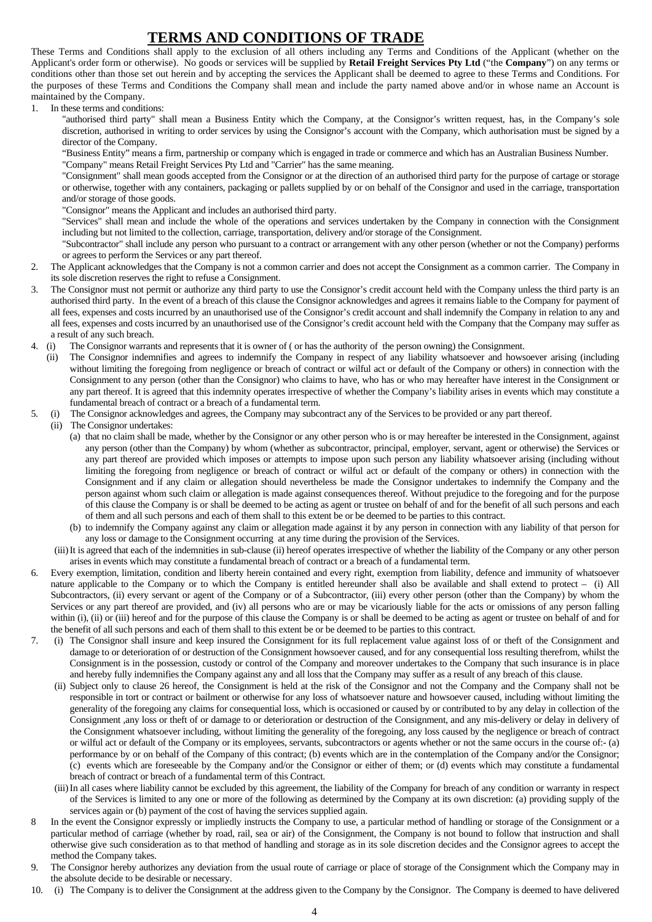# TERMS AND CONDITIONS OF TRADE

These Terms and Conditions shall apply to the exclusion of all others including any Terms and Conditions of the Applicant (whether on the Applicant's order form or otherwise). No goods or services will be supplied by **Retail Freight Services Pty Ltd** ("the **Company**") on any terms or conditions other than those set out herein and by accepting the services the Applicant shall be deemed to agree to these Terms and Conditions. For the purposes of these Terms and Conditions the Company shall mean and include the party named above and/or in whose name an Account is maintained by the Company.

1. In these terms and conditions:

   "authorised third party" shall mean a Business Entity which the Company, at the Consignor's written request, has, in the Company's sole discretion, authorised in writing to order services by using the Consignor's account with the Company, which authorisation must be signed by a director of the Company.

   "Business Entity" means a firm, partnership or company which is engaged in trade or commerce and which has an Australian Business Number.

   "Company" means Retail Freight Services Pty Ltd and "Carrier" has the same meaning.

   "Consignment" shall mean goods accepted from the Consignor or at the direction of an authorised third party for the purpose of cartage or storage or otherwise, together with any containers, packaging or pallets supplied by or on behalf of the Consignor and used in the carriage, transportation and/or storage of those goods.

   "Consignor" means the Applicant and includes an authorised third party.

   "Services" shall mean and include the whole of the operations and services undertaken by the Company in connection with the Consignment including but not limited to the collection, carriage, transportation, delivery and/or storage of the Consignment.

   "Subcontractor" shall include any person who pursuant to a contract or arrangement with any other person (whether or not the Company) performs or agrees to perform the Services or any part thereof.

2. The Applicant acknowledges that the Company is not a common carrier and does not accept the Consignment as a common carrier. The Company in its sole discretion reserves the right to refuse a Consignment.

3. The Consignor must not permit or authorize any third party to use the Consignor's credit account held with the Company unless the third party is an authorised third party. In the event of a breach of this clause the Consignor acknowledges and agrees it remains liable to the Company for payment of all fees, expenses and costs incurred by an unauthorised use of the Consignor's credit account and shall indemnify the Company in relation to any and all fees, expenses and costs incurred by an unauthorised use of the Consignor's credit account held with the Company that the Company may suffer as a result of any such breach.

4. (i) The Consignor warrants and represents that it is owner of ( or has the authority of the person owning) the Consignment.

   (ii) The Consignor indemnifies and agrees to indemnify the Company in respect of any liability whatsoever and howsoever arising (including without limiting the foregoing from negligence or breach of contract or wilful act or default of the Company or others) in connection with the Consignment to any person (other than the Consignor) who claims to have, who has or who may hereafter have interest in the Consignment or any part thereof. It is agreed that this indemnity operates irrespective of whether the Company's liability arises in events which may constitute a fundamental breach of contract or a breach of a fundamental term.

5. (i) The Consignor acknowledges and agrees, the Company may subcontract any of the Services to be provided or any part thereof.

   (ii) The Consignor undertakes:

   (a) that no claim shall be made, whether by the Consignor or any other person who is or may hereafter be interested in the Consignment, against any person (other than the Company) by whom (whether as subcontractor, principal, employer, servant, agent or otherwise) the Services or any part thereof are provided which imposes or attempts to impose upon such person any liability whatsoever arising (including without limiting the foregoing from negligence or breach of contract or wilful act or default of the company or others) in connection with the Consignment and if any claim or allegation should nevertheless be made the Consignor undertakes to indemnify the Company and the person against whom such claim or allegation is made against consequences thereof. Without prejudice to the foregoing and for the purpose of this clause the Company is or shall be deemed to be acting as agent or trustee on behalf of and for the benefit of all such persons and each of them and all such persons and each of them shall to this extent be or be deemed to be parties to this contract.

   (b) to indemnify the Company against any claim or allegation made against it by any person in connection with any liability of that person for any loss or damage to the Consignment occurring at any time during the provision of the Services.

   (iii) It is agreed that each of the indemnities in sub-clause (ii) hereof operates irrespective of whether the liability of the Company or any other person arises in events which may constitute a fundamental breach of contract or a breach of a fundamental term.

6. Every exemption, limitation, condition and liberty herein contained and every right, exemption from liability, defence and immunity of whatsoever nature applicable to the Company or to which the Company is entitled hereunder shall also be available and shall extend to protect – (i) All Subcontractors, (ii) every servant or agent of the Company or of a Subcontractor, (iii) every other person (other than the Company) by whom the Services or any part thereof are provided, and (iv) all persons who are or may be vicariously liable for the acts or omissions of any person falling within (i), (ii) or (iii) hereof and for the purpose of this clause the Company is or shall be deemed to be acting as agent or trustee on behalf of and for the benefit of all such persons and each of them shall to this extent be or be deemed to be parties to this contract.

7. (i) The Consignor shall insure and keep insured the Consignment for its full replacement value against loss of or theft of the Consignment and damage to or deterioration of or destruction of the Consignment howsoever caused, and for any consequential loss resulting therefrom, whilst the Consignment is in the possession, custody or control of the Company and moreover undertakes to the Company that such insurance is in place and hereby fully indemnifies the Company against any and all loss that the Company may suffer as a result of any breach of this clause.

   (ii) Subject only to clause 26 hereof, the Consignment is held at the risk of the Consignor and not the Company and the Company shall not be responsible in tort or contract or bailment or otherwise for any loss of whatsoever nature and howsoever caused, including without limiting the generality of the foregoing any claims for consequential loss, which is occasioned or caused by or contributed to by any delay in collection of the Consignment ,any loss or theft of or damage to or deterioration or destruction of the Consignment, and any mis-delivery or delay in delivery of the Consignment whatsoever including, without limiting the generality of the foregoing, any loss caused by the negligence or breach of contract or wilful act or default of the Company or its employees, servants, subcontractors or agents whether or not the same occurs in the course of:- (a) performance by or on behalf of the Company of this contract; (b) events which are in the contemplation of the Company and/or the Consignor; (c) events which are foreseeable by the Company and/or the Consignor or either of them; or (d) events which may constitute a fundamental breach of contract or breach of a fundamental term of this Contract.

   (iii) In all cases where liability cannot be excluded by this agreement, the liability of the Company for breach of any condition or warranty in respect of the Services is limited to any one or more of the following as determined by the Company at its own discretion: (a) providing supply of the services again or (b) payment of the cost of having the services supplied again.

8. In the event the Consignor expressly or impliedly instructs the Company to use, a particular method of handling or storage of the Consignment or a particular method of carriage (whether by road, rail, sea or air) of the Consignment, the Company is not bound to follow that instruction and shall otherwise give such consideration as to that method of handling and storage as in its sole discretion decides and the Consignor agrees to accept the method the Company takes.

9. The Consignor hereby authorizes any deviation from the usual route of carriage or place of storage of the Consignment which the Company may in the absolute decide to be desirable or necessary.

10. (i) The Company is to deliver the Consignment at the address given to the Company by the Consignor. The Company is deemed to have delivered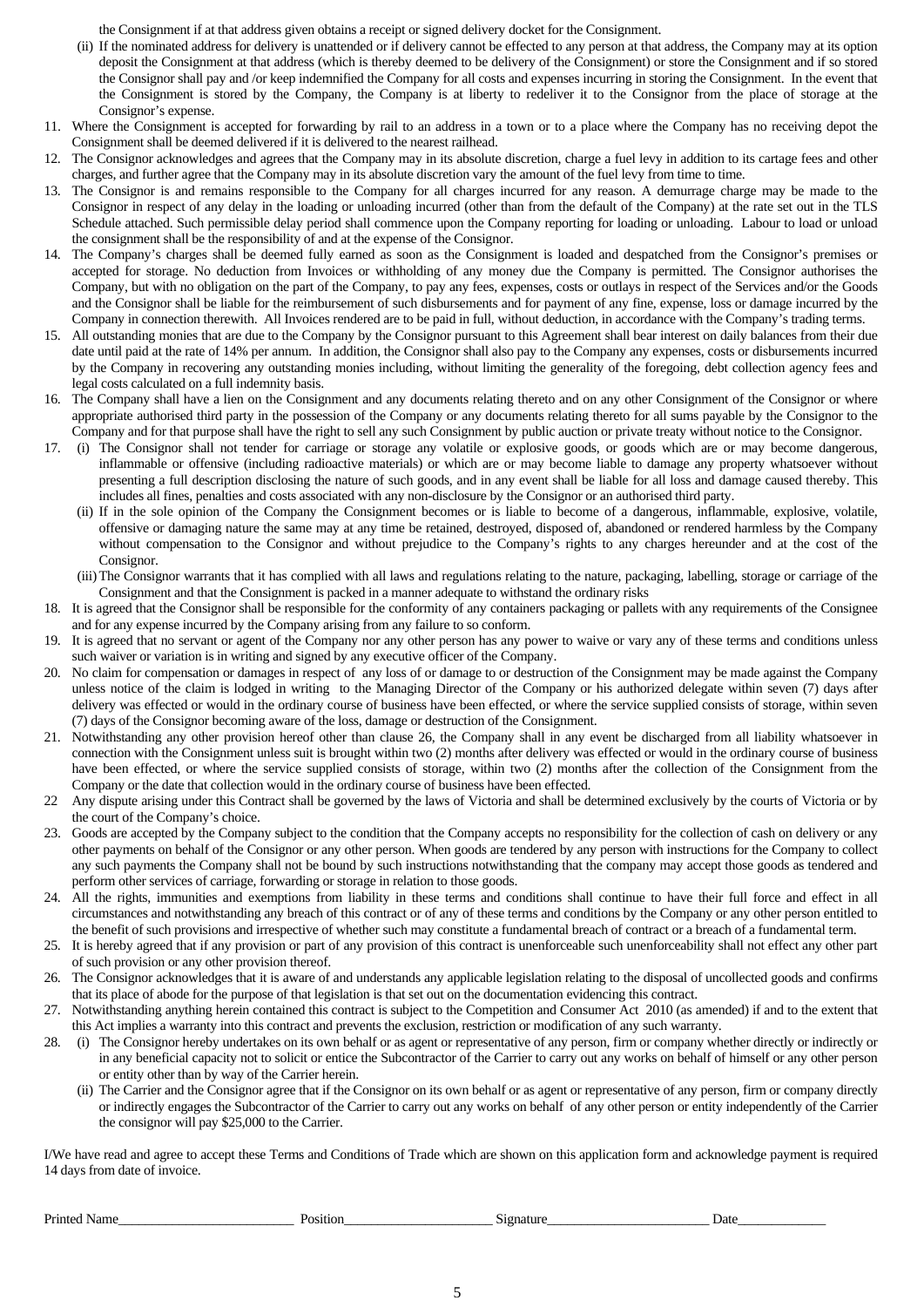the Consignment if at that address given obtains a receipt or signed delivery docket for the Consignment.

(ii) If the nominated address for delivery is unattended or if delivery cannot be effected to any person at that address, the Company may at its option deposit the Consignment at that address (which is thereby deemed to be delivery of the Consignment) or store the Consignment and if so stored the Consignor shall pay and /or keep indemnified the Company for all costs and expenses incurring in storing the Consignment. In the event that the Consignment is stored by the Company, the Company is at liberty to redeliver it to the Consignor from the place of storage at the Consignor's expense.

11. Where the Consignment is accepted for forwarding by rail to an address in a town or to a place where the Company has no receiving depot the Consignment shall be deemed delivered if it is delivered to the nearest railhead.
12. The Consignor acknowledges and agrees that the Company may in its absolute discretion, charge a fuel levy in addition to its cartage fees and other charges, and further agree that the Company may in its absolute discretion vary the amount of the fuel levy from time to time.
13. The Consignor is and remains responsible to the Company for all charges incurred for any reason. A demurrage charge may be made to the Consignor in respect of any delay in the loading or unloading incurred (other than from the default of the Company) at the rate set out in the TLS Schedule attached. Such permissible delay period shall commence upon the Company reporting for loading or unloading. Labour to load or unload the consignment shall be the responsibility of and at the expense of the Consignor.
14. The Company's charges shall be deemed fully earned as soon as the Consignment is loaded and despatched from the Consignor's premises or accepted for storage. No deduction from Invoices or withholding of any money due the Company is permitted. The Consignor authorises the Company, but with no obligation on the part of the Company, to pay any fees, expenses, costs or outlays in respect of the Services and/or the Goods and the Consignor shall be liable for the reimbursement of such disbursements and for payment of any fine, expense, loss or damage incurred by the Company in connection therewith. All Invoices rendered are to be paid in full, without deduction, in accordance with the Company's trading terms.
15. All outstanding monies that are due to the Company by the Consignor pursuant to this Agreement shall bear interest on daily balances from their due date until paid at the rate of 14% per annum. In addition, the Consignor shall also pay to the Company any expenses, costs or disbursements incurred by the Company in recovering any outstanding monies including, without limiting the generality of the foregoing, debt collection agency fees and legal costs calculated on a full indemnity basis.
16. The Company shall have a lien on the Consignment and any documents relating thereto and on any other Consignment of the Consignor or where appropriate authorised third party in the possession of the Company or any documents relating thereto for all sums payable by the Consignor to the Company and for that purpose shall have the right to sell any such Consignment by public auction or private treaty without notice to the Consignor.
17. (i) The Consignor shall not tender for carriage or storage any volatile or explosive goods, or goods which are or may become dangerous, inflammable or offensive (including radioactive materials) or which are or may become liable to damage any property whatsoever without presenting a full description disclosing the nature of such goods, and in any event shall be liable for all loss and damage caused thereby. This includes all fines, penalties and costs associated with any non-disclosure by the Consignor or an authorised third party.
    (ii) If in the sole opinion of the Company the Consignment becomes or is liable to become of a dangerous, inflammable, explosive, volatile, offensive or damaging nature the same may at any time be retained, destroyed, disposed of, abandoned or rendered harmless by the Company without compensation to the Consignor and without prejudice to the Company's rights to any charges hereunder and at the cost of the Consignor.
    (iii) The Consignor warrants that it has complied with all laws and regulations relating to the nature, packaging, labelling, storage or carriage of the Consignment and that the Consignment is packed in a manner adequate to withstand the ordinary risks
18. It is agreed that the Consignor shall be responsible for the conformity of any containers packaging or pallets with any requirements of the Consignee and for any expense incurred by the Company arising from any failure to so conform.
19. It is agreed that no servant or agent of the Company nor any other person has any power to waive or vary any of these terms and conditions unless such waiver or variation is in writing and signed by any executive officer of the Company.
20. No claim for compensation or damages in respect of any loss of or damage to or destruction of the Consignment may be made against the Company unless notice of the claim is lodged in writing to the Managing Director of the Company or his authorized delegate within seven (7) days after delivery was effected or would in the ordinary course of business have been effected, or where the service supplied consists of storage, within seven (7) days of the Consignor becoming aware of the loss, damage or destruction of the Consignment.
21. Notwithstanding any other provision hereof other than clause 26, the Company shall in any event be discharged from all liability whatsoever in connection with the Consignment unless suit is brought within two (2) months after delivery was effected or would in the ordinary course of business have been effected, or where the service supplied consists of storage, within two (2) months after the collection of the Consignment from the Company or the date that collection would in the ordinary course of business have been effected.
22. Any dispute arising under this Contract shall be governed by the laws of Victoria and shall be determined exclusively by the courts of Victoria or by the court of the Company's choice.
23. Goods are accepted by the Company subject to the condition that the Company accepts no responsibility for the collection of cash on delivery or any other payments on behalf of the Consignor or any other person. When goods are tendered by any person with instructions for the Company to collect any such payments the Company shall not be bound by such instructions notwithstanding that the company may accept those goods as tendered and perform other services of carriage, forwarding or storage in relation to those goods.
24. All the rights, immunities and exemptions from liability in these terms and conditions shall continue to have their full force and effect in all circumstances and notwithstanding any breach of this contract or of any of these terms and conditions by the Company or any other person entitled to the benefit of such provisions and irrespective of whether such may constitute a fundamental breach of contract or a breach of a fundamental term.
25. It is hereby agreed that if any provision or part of any provision of this contract is unenforceable such unenforceability shall not effect any other part of such provision or any other provision thereof.
26. The Consignor acknowledges that it is aware of and understands any applicable legislation relating to the disposal of uncollected goods and confirms that its place of abode for the purpose of that legislation is that set out on the documentation evidencing this contract.
27. Notwithstanding anything herein contained this contract is subject to the Competition and Consumer Act 2010 (as amended) if and to the extent that this Act implies a warranty into this contract and prevents the exclusion, restriction or modification of any such warranty.
28. (i) The Consignor hereby undertakes on its own behalf or as agent or representative of any person, firm or company whether directly or indirectly or in any beneficial capacity not to solicit or entice the Subcontractor of the Carrier to carry out any works on behalf of himself or any other person or entity other than by way of the Carrier herein.
    (ii) The Carrier and the Consignor agree that if the Consignor on its own behalf or as agent or representative of any person, firm or company directly or indirectly engages the Subcontractor of the Carrier to carry out any works on behalf of any other person or entity independently of the Carrier the consignor will pay $25,000 to the Carrier.

I/We have read and agree to accept these Terms and Conditions of Trade which are shown on this application form and acknowledge payment is required 14 days from date of invoice.

Printed Name_________________________ Position_____________________ Signature________________________ Date_____________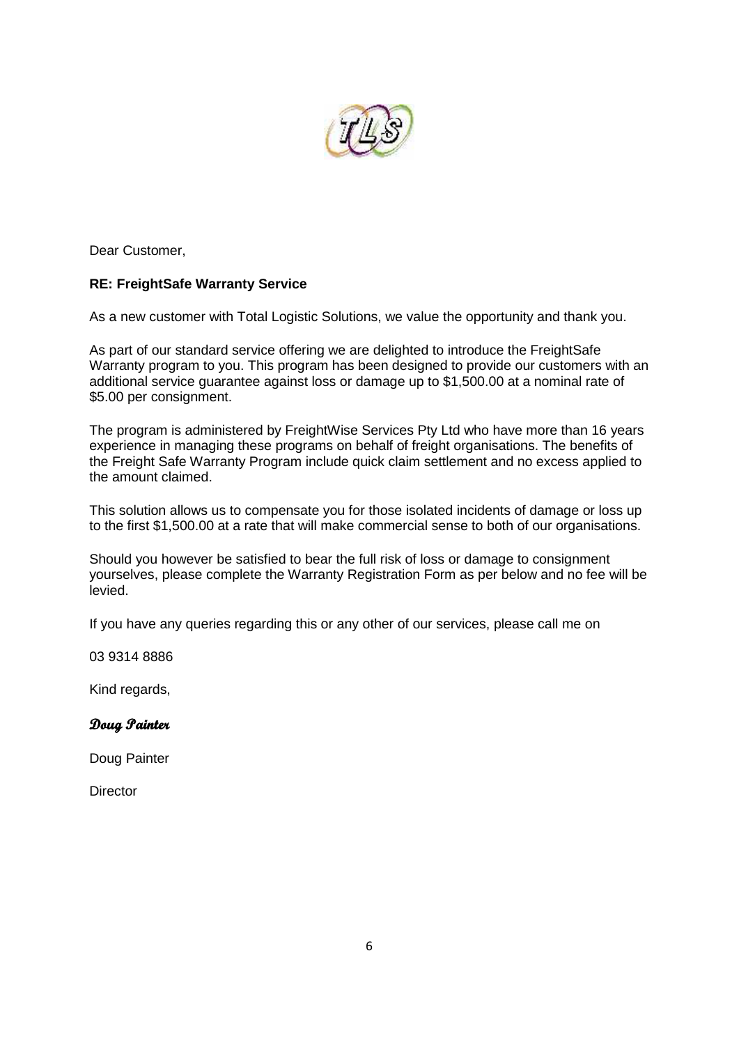Dear Customer,

**RE: FreightSafe Warranty Service**

As a new customer with Total Logistic Solutions, we value the opportunity and thank you.

As part of our standard service offering we are delighted to introduce the FreightSafe Warranty program to you. This program has been designed to provide our customers with an additional service guarantee against loss or damage up to $1,500.00 at a nominal rate of $5.00 per consignment.

The program is administered by FreightWise Services Pty Ltd who have more than 16 years experience in managing these programs on behalf of freight organisations. The benefits of the Freight Safe Warranty Program include quick claim settlement and no excess applied to the amount claimed.

This solution allows us to compensate you for those isolated incidents of damage or loss up to the first $1,500.00 at a rate that will make commercial sense to both of our organisations.

Should you however be satisfied to bear the full risk of loss or damage to consignment yourselves, please complete the Warranty Registration Form as per below and no fee will be levied.

If you have any queries regarding this or any other of our services, please call me on

03 9314 8886

Kind regards,

*Doug Painter*

Doug Painter

Director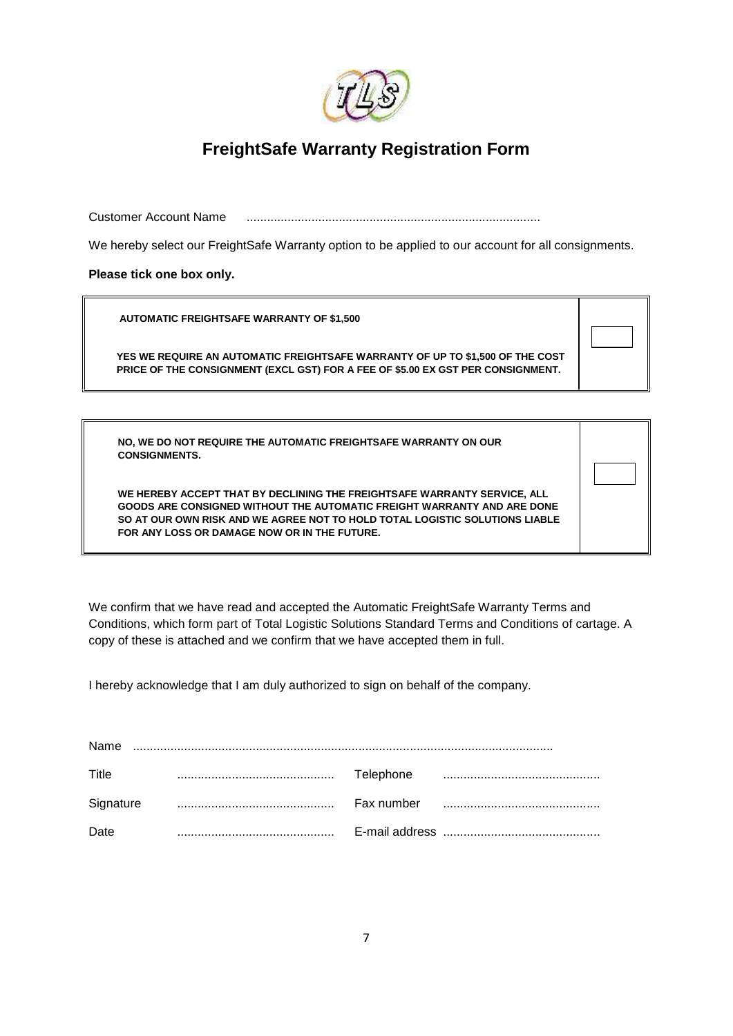# FreightSafe Warranty Registration Form

Customer Account Name .....................................................................................

We hereby select our FreightSafe Warranty option to be applied to our account for all consignments.

**Please tick one box only.**

| | |
|---|---|
| **AUTOMATIC FREIGHTSAFE WARRANTY OF $1,500**<br><br>**YES WE REQUIRE AN AUTOMATIC FREIGHTSAFE WARRANTY OF UP TO $1,500 OF THE COST PRICE OF THE CONSIGNMENT (EXCL GST) FOR A FEE OF $5.00 EX GST PER CONSIGNMENT.** | ☐ |

| | |
|---|---|
| **NO, WE DO NOT REQUIRE THE AUTOMATIC FREIGHTSAFE WARRANTY ON OUR CONSIGNMENTS.**<br><br>**WE HEREBY ACCEPT THAT BY DECLINING THE FREIGHTSAFE WARRANTY SERVICE, ALL GOODS ARE CONSIGNED WITHOUT THE AUTOMATIC FREIGHT WARRANTY AND ARE DONE SO AT OUR OWN RISK AND WE AGREE NOT TO HOLD TOTAL LOGISTIC SOLUTIONS LIABLE FOR ANY LOSS OR DAMAGE NOW OR IN THE FUTURE.** | ☐ |

We confirm that we have read and accepted the Automatic FreightSafe Warranty Terms and Conditions, which form part of Total Logistic Solutions Standard Terms and Conditions of cartage. A copy of these is attached and we confirm that we have accepted them in full.

I hereby acknowledge that I am duly authorized to sign on behalf of the company.

Name ..........................................................................................................................

Title ............................................. Telephone .............................................

Signature ............................................. Fax number .............................................

Date ............................................. E-mail address .............................................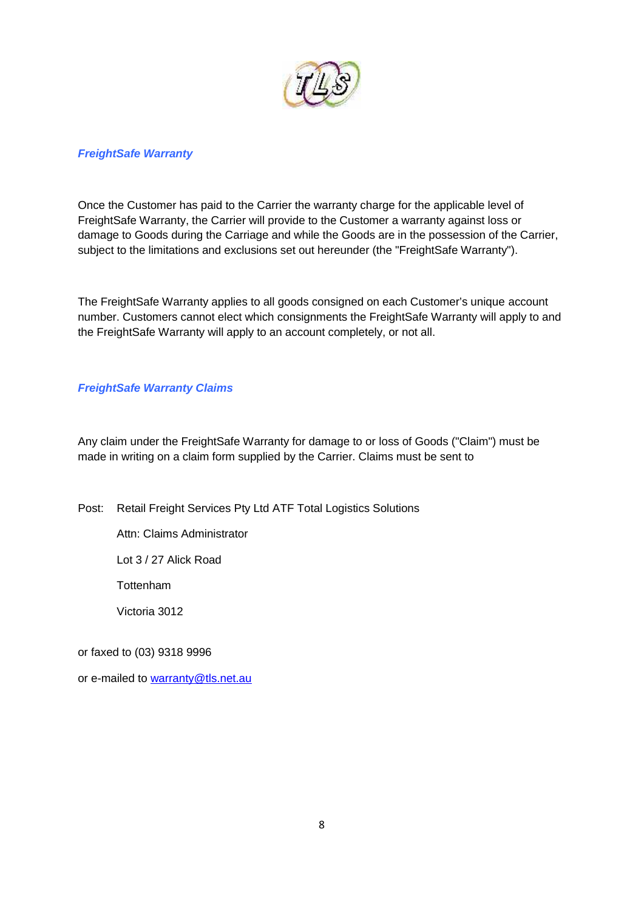### *FreightSafe Warranty*

Once the Customer has paid to the Carrier the warranty charge for the applicable level of FreightSafe Warranty, the Carrier will provide to the Customer a warranty against loss or damage to Goods during the Carriage and while the Goods are in the possession of the Carrier, subject to the limitations and exclusions set out hereunder (the "FreightSafe Warranty").

The FreightSafe Warranty applies to all goods consigned on each Customer's unique account number. Customers cannot elect which consignments the FreightSafe Warranty will apply to and the FreightSafe Warranty will apply to an account completely, or not all.

### *FreightSafe Warranty Claims*

Any claim under the FreightSafe Warranty for damage to or loss of Goods ("Claim") must be made in writing on a claim form supplied by the Carrier. Claims must be sent to

Post: Retail Freight Services Pty Ltd ATF Total Logistics Solutions

Attn: Claims Administrator

Lot 3 / 27 Alick Road

Tottenham

Victoria 3012

or faxed to (03) 9318 9996

or e-mailed to warranty@tls.net.au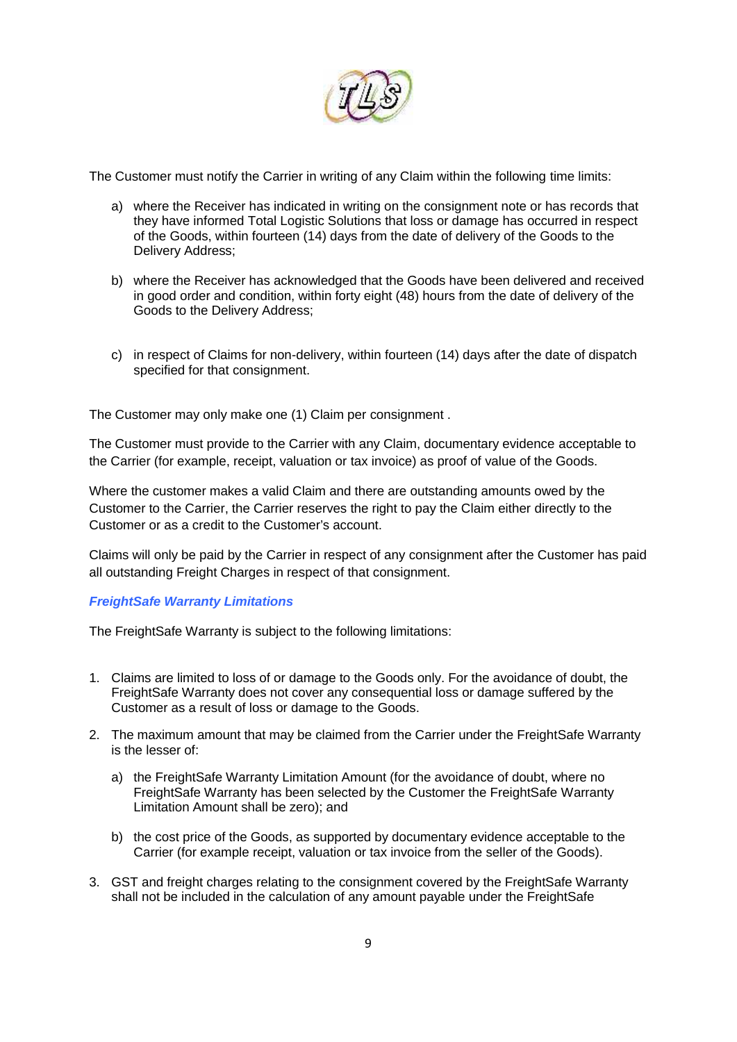The Customer must notify the Carrier in writing of any Claim within the following time limits:

a) where the Receiver has indicated in writing on the consignment note or has records that they have informed Total Logistic Solutions that loss or damage has occurred in respect of the Goods, within fourteen (14) days from the date of delivery of the Goods to the Delivery Address;

b) where the Receiver has acknowledged that the Goods have been delivered and received in good order and condition, within forty eight (48) hours from the date of delivery of the Goods to the Delivery Address;

c) in respect of Claims for non-delivery, within fourteen (14) days after the date of dispatch specified for that consignment.

The Customer may only make one (1) Claim per consignment .

The Customer must provide to the Carrier with any Claim, documentary evidence acceptable to the Carrier (for example, receipt, valuation or tax invoice) as proof of value of the Goods.

Where the customer makes a valid Claim and there are outstanding amounts owed by the Customer to the Carrier, the Carrier reserves the right to pay the Claim either directly to the Customer or as a credit to the Customer's account.

Claims will only be paid by the Carrier in respect of any consignment after the Customer has paid all outstanding Freight Charges in respect of that consignment.

***FreightSafe Warranty Limitations***

The FreightSafe Warranty is subject to the following limitations:

1. Claims are limited to loss of or damage to the Goods only. For the avoidance of doubt, the FreightSafe Warranty does not cover any consequential loss or damage suffered by the Customer as a result of loss or damage to the Goods.

2. The maximum amount that may be claimed from the Carrier under the FreightSafe Warranty is the lesser of:

   a) the FreightSafe Warranty Limitation Amount (for the avoidance of doubt, where no FreightSafe Warranty has been selected by the Customer the FreightSafe Warranty Limitation Amount shall be zero); and

   b) the cost price of the Goods, as supported by documentary evidence acceptable to the Carrier (for example receipt, valuation or tax invoice from the seller of the Goods).

3. GST and freight charges relating to the consignment covered by the FreightSafe Warranty shall not be included in the calculation of any amount payable under the FreightSafe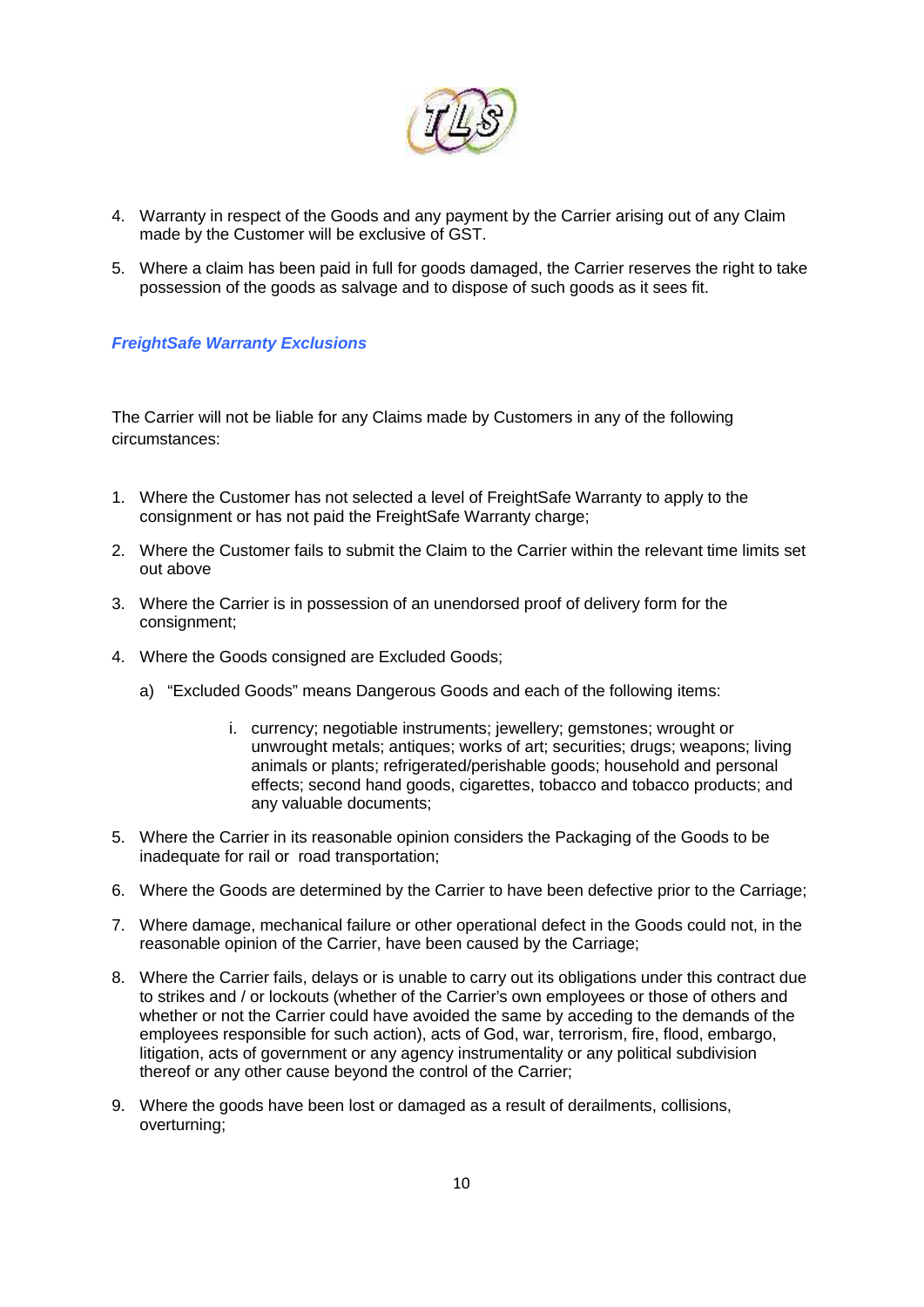4. Warranty in respect of the Goods and any payment by the Carrier arising out of any Claim made by the Customer will be exclusive of GST.

5. Where a claim has been paid in full for goods damaged, the Carrier reserves the right to take possession of the goods as salvage and to dispose of such goods as it sees fit.

### ***FreightSafe Warranty Exclusions***

The Carrier will not be liable for any Claims made by Customers in any of the following circumstances:

1. Where the Customer has not selected a level of FreightSafe Warranty to apply to the consignment or has not paid the FreightSafe Warranty charge;

2. Where the Customer fails to submit the Claim to the Carrier within the relevant time limits set out above

3. Where the Carrier is in possession of an unendorsed proof of delivery form for the consignment;

4. Where the Goods consigned are Excluded Goods;

   a) "Excluded Goods" means Dangerous Goods and each of the following items:

      i. currency; negotiable instruments; jewellery; gemstones; wrought or unwrought metals; antiques; works of art; securities; drugs; weapons; living animals or plants; refrigerated/perishable goods; household and personal effects; second hand goods, cigarettes, tobacco and tobacco products; and any valuable documents;

5. Where the Carrier in its reasonable opinion considers the Packaging of the Goods to be inadequate for rail or road transportation;

6. Where the Goods are determined by the Carrier to have been defective prior to the Carriage;

7. Where damage, mechanical failure or other operational defect in the Goods could not, in the reasonable opinion of the Carrier, have been caused by the Carriage;

8. Where the Carrier fails, delays or is unable to carry out its obligations under this contract due to strikes and / or lockouts (whether of the Carrier's own employees or those of others and whether or not the Carrier could have avoided the same by acceding to the demands of the employees responsible for such action), acts of God, war, terrorism, fire, flood, embargo, litigation, acts of government or any agency instrumentality or any political subdivision thereof or any other cause beyond the control of the Carrier;

9. Where the goods have been lost or damaged as a result of derailments, collisions, overturning;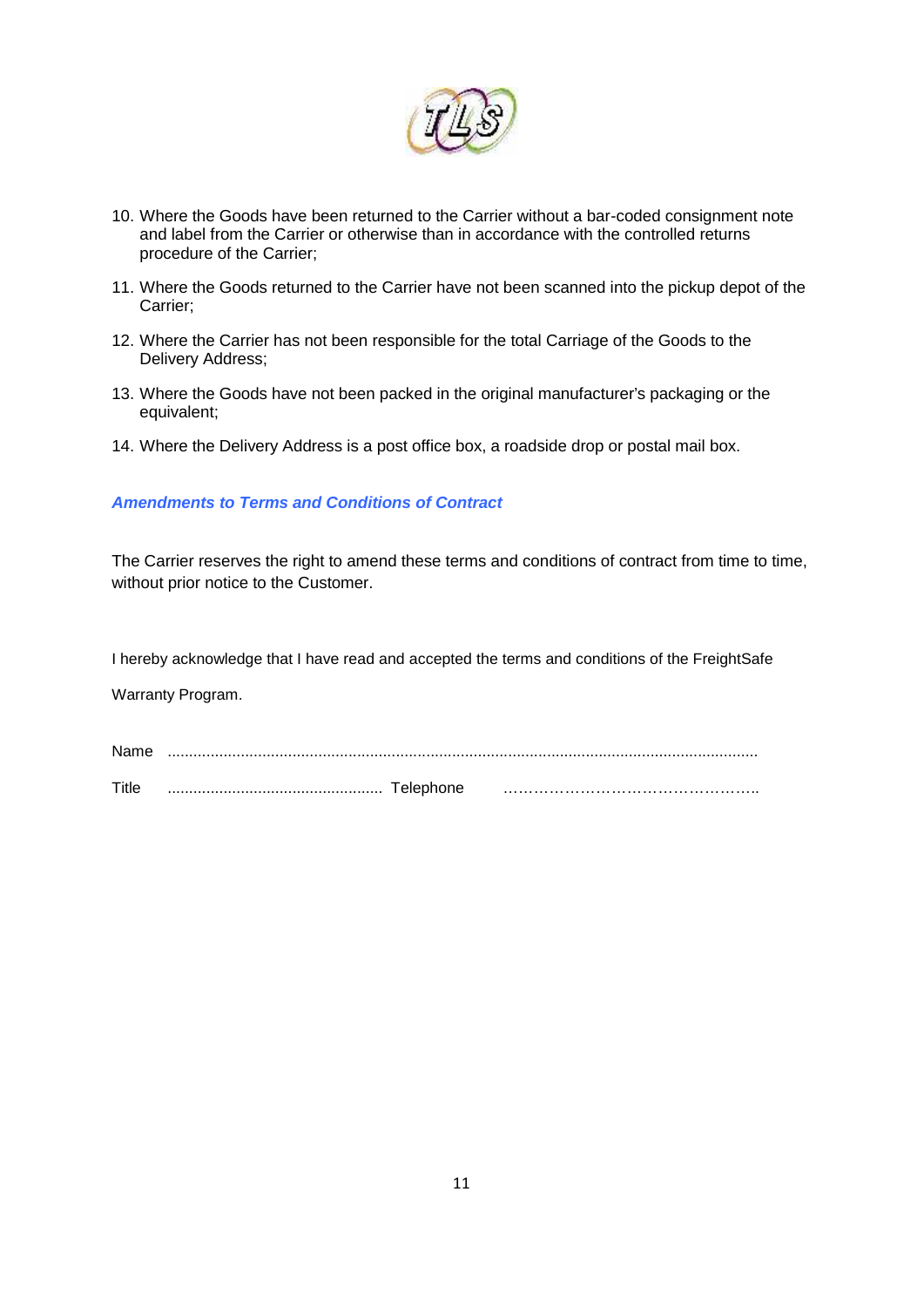10. Where the Goods have been returned to the Carrier without a bar-coded consignment note and label from the Carrier or otherwise than in accordance with the controlled returns procedure of the Carrier;

11. Where the Goods returned to the Carrier have not been scanned into the pickup depot of the Carrier;

12. Where the Carrier has not been responsible for the total Carriage of the Goods to the Delivery Address;

13. Where the Goods have not been packed in the original manufacturer's packaging or the equivalent;

14. Where the Delivery Address is a post office box, a roadside drop or postal mail box.

### *Amendments to Terms and Conditions of Contract*

The Carrier reserves the right to amend these terms and conditions of contract from time to time, without prior notice to the Customer.

I hereby acknowledge that I have read and accepted the terms and conditions of the FreightSafe Warranty Program.

Name ....................................................................................................................................

Title .................................................. Telephone ……………………………………………..